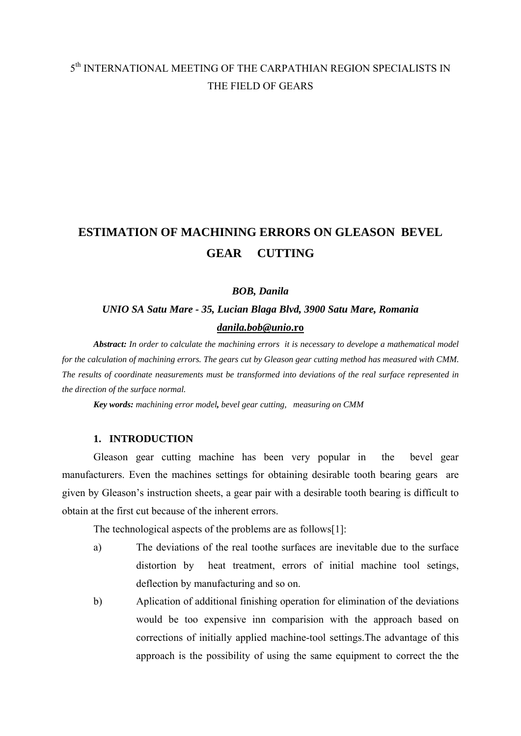5th INTERNATIONAL MEETING OF THE CARPATHIAN REGION SPECIALISTS IN THE FIELD OF GEARS

# ESTIMATION OF MACHINING ERRORS ON GLEASON BEVEL GEAR CUTTING

***BOB, Danila***

***UNIO SA Satu Mare - 35, Lucian Blaga Blvd, 3900 Satu Mare, Romania***

***danila.bob@unio.ro***

***Abstract:*** *In order to calculate the machining errors it is necessary to develope a mathematical model for the calculation of machining errors. The gears cut by Gleason gear cutting method has measured with CMM. The results of coordinate neasurements must be transformed into deviations of the real surface represented in the direction of the surface normal.*

***Key words:*** *machining error model, bevel gear cutting, measuring on CMM*

## 1. INTRODUCTION

Gleason gear cutting machine has been very popular in the bevel gear manufacturers. Even the machines settings for obtaining desirable tooth bearing gears are given by Gleason's instruction sheets, a gear pair with a desirable tooth bearing is difficult to obtain at the first cut because of the inherent errors.

The technological aspects of the problems are as follows[1]:

a) The deviations of the real toothe surfaces are inevitable due to the surface distortion by heat treatment, errors of initial machine tool setings, deflection by manufacturing and so on.

b) Aplication of additional finishing operation for elimination of the deviations would be too expensive inn comparision with the approach based on corrections of initially applied machine-tool settings.The advantage of this approach is the possibility of using the same equipment to correct the the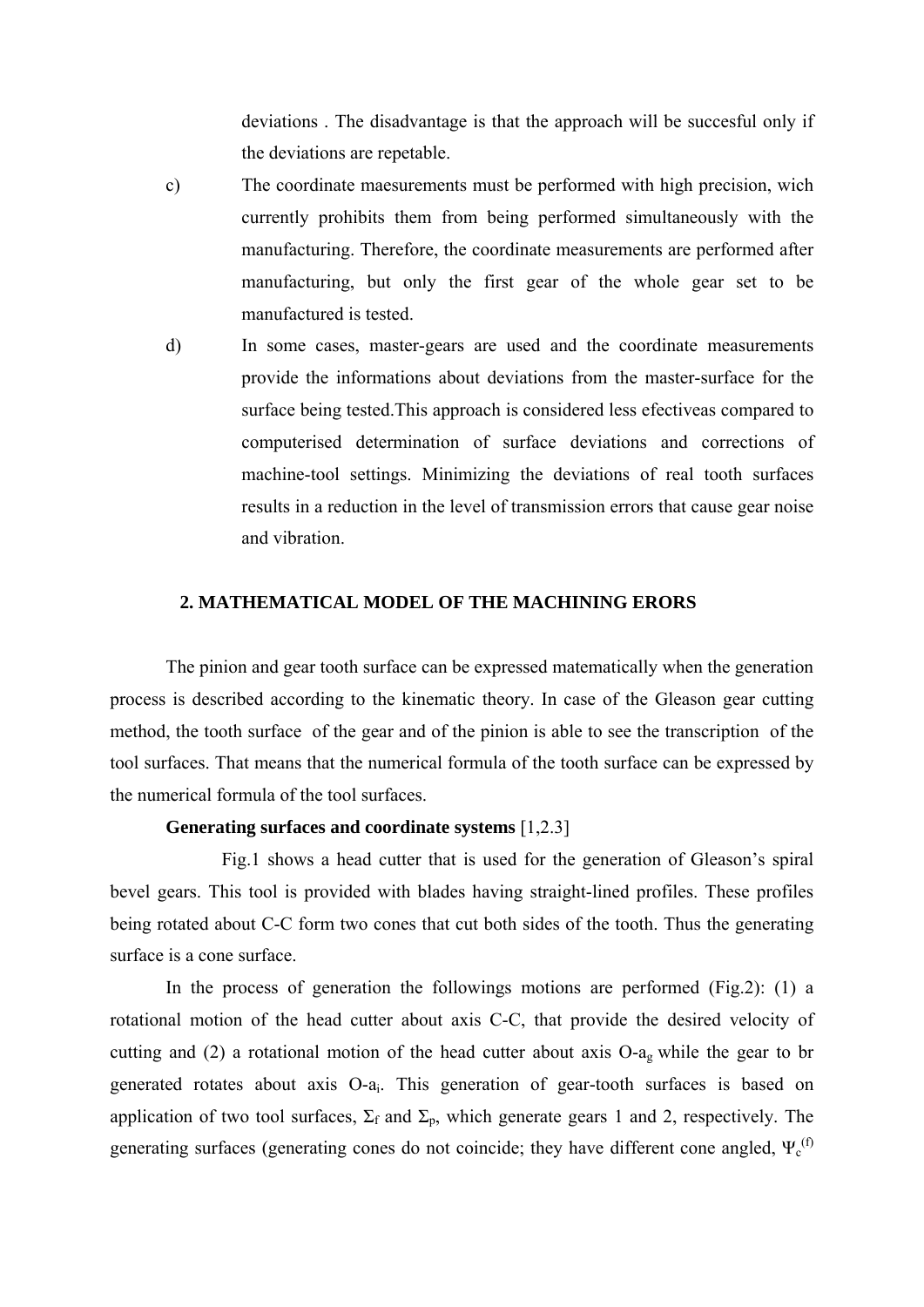deviations . The disadvantage is that the approach will be succesful only if the deviations are repetable.

c) The coordinate maesurements must be performed with high precision, wich currently prohibits them from being performed simultaneously with the manufacturing. Therefore, the coordinate measurements are performed after manufacturing, but only the first gear of the whole gear set to be manufactured is tested.

d) In some cases, master-gears are used and the coordinate measurements provide the informations about deviations from the master-surface for the surface being tested.This approach is considered less efectiveas compared to computerised determination of surface deviations and corrections of machine-tool settings. Minimizing the deviations of real tooth surfaces results in a reduction in the level of transmission errors that cause gear noise and vibration.

## 2. MATHEMATICAL MODEL OF THE MACHINING ERORS

The pinion and gear tooth surface can be expressed matematically when the generation process is described according to the kinematic theory. In case of the Gleason gear cutting method, the tooth surface of the gear and of the pinion is able to see the transcription of the tool surfaces. That means that the numerical formula of the tooth surface can be expressed by the numerical formula of the tool surfaces.

**Generating surfaces and coordinate systems** [1,2.3]

Fig.1 shows a head cutter that is used for the generation of Gleason's spiral bevel gears. This tool is provided with blades having straight-lined profiles. These profiles being rotated about C-C form two cones that cut both sides of the tooth. Thus the generating surface is a cone surface.

In the process of generation the followings motions are performed (Fig.2): (1) a rotational motion of the head cutter about axis C-C, that provide the desired velocity of cutting and (2) a rotational motion of the head cutter about axis O-$a_g$ while the gear to br generated rotates about axis O-$a_i$. This generation of gear-tooth surfaces is based on application of two tool surfaces, $\Sigma_f$ and $\Sigma_p$, which generate gears 1 and 2, respectively. The generating surfaces (generating cones do not coincide; they have different cone angled, $\Psi_c^{(f)}$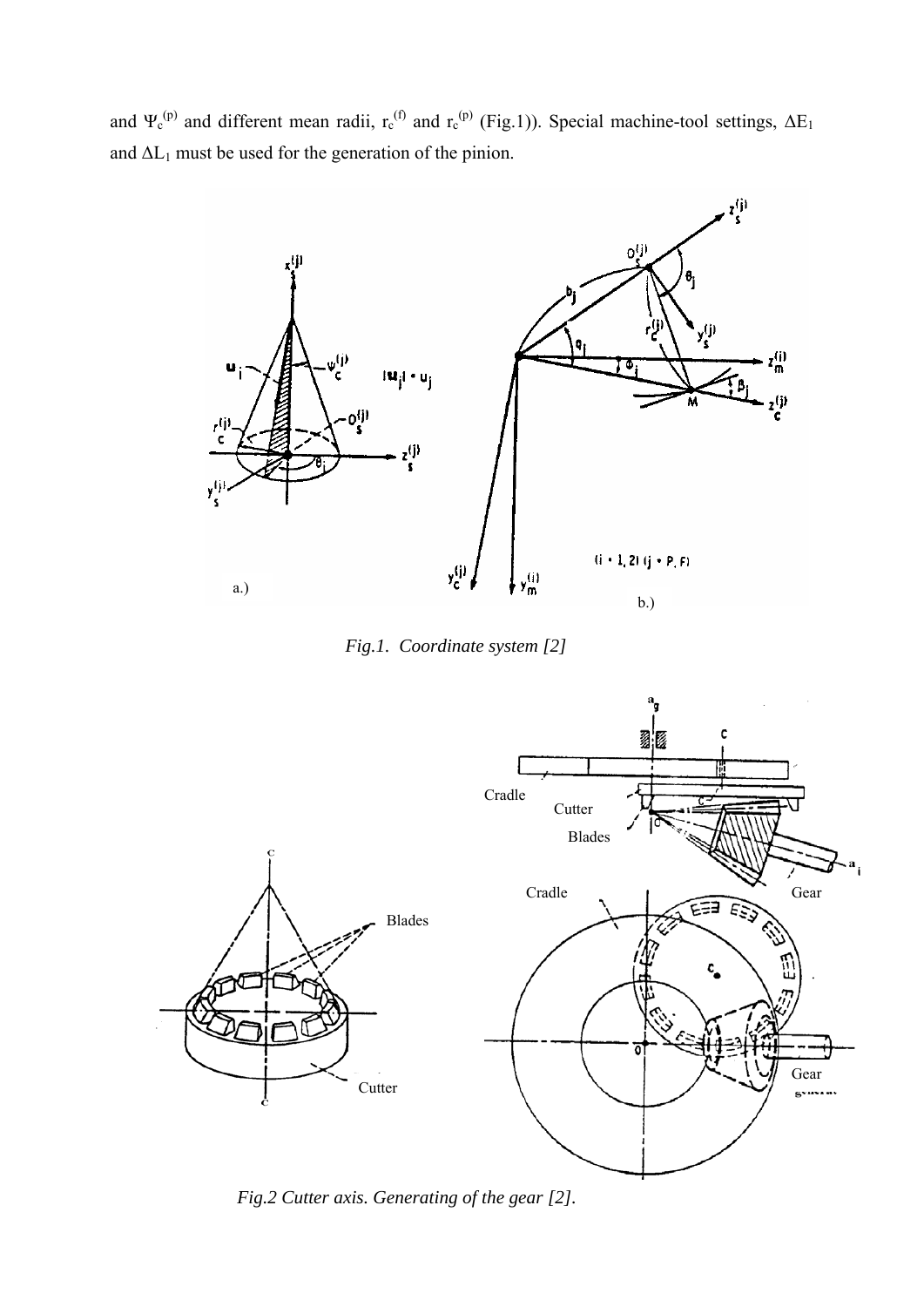and $\Psi_c^{(p)}$ and different mean radii, $r_c^{(f)}$ and $r_c^{(p)}$ (Fig.1)). Special machine-tool settings, $\Delta E_1$ and $\Delta L_1$ must be used for the generation of the pinion.

*Fig.1. Coordinate system [2]*

*Fig.2 Cutter axis. Generating of the gear [2].*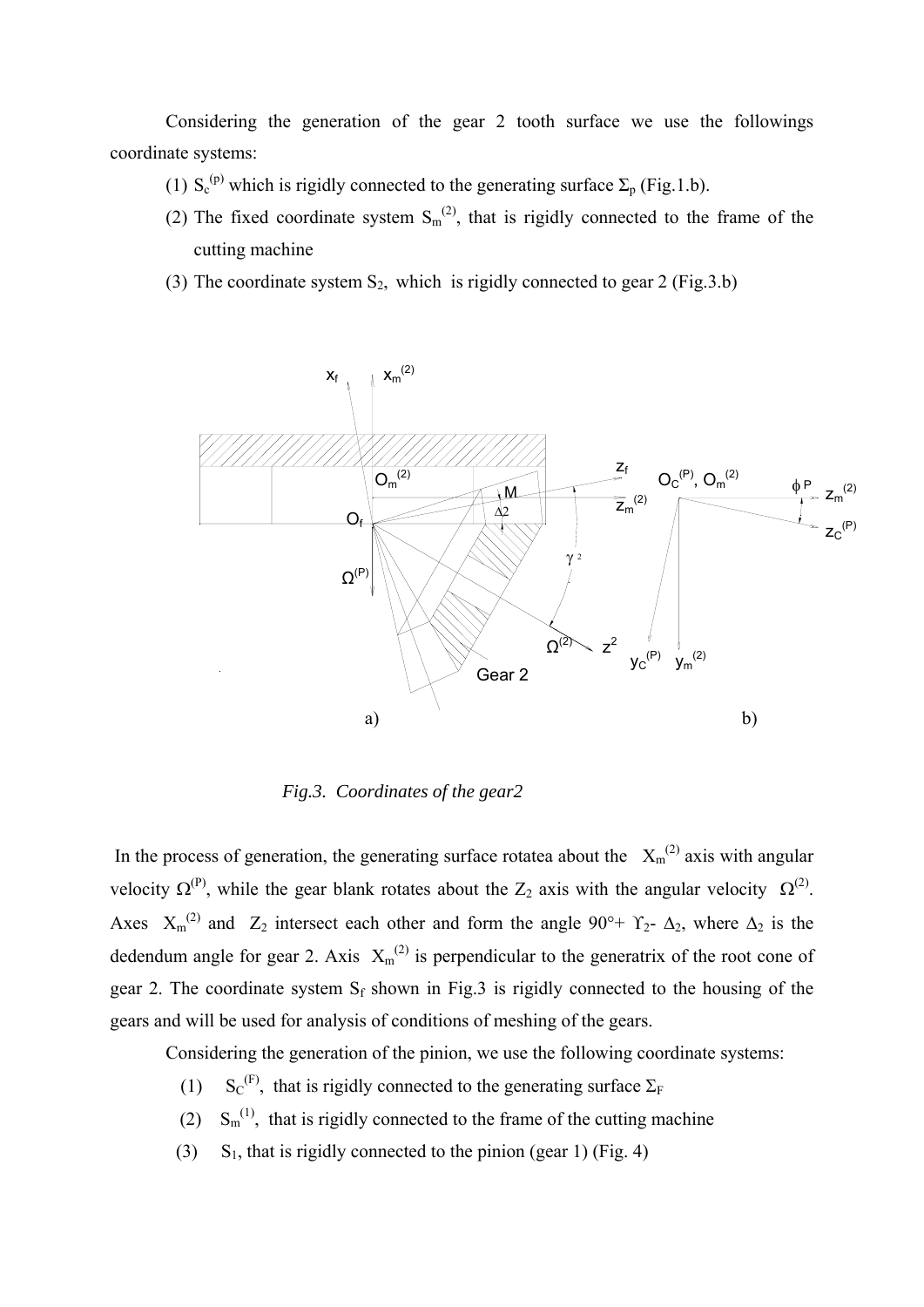Considering the generation of the gear 2 tooth surface we use the followings coordinate systems:

1. $S_c^{(p)}$ which is rigidly connected to the generating surface $\Sigma_p$ (Fig.1.b).
2. The fixed coordinate system $S_m^{(2)}$, that is rigidly connected to the frame of the cutting machine
3. The coordinate system $S_2$, which is rigidly connected to gear 2 (Fig.3.b)

*Fig.3. Coordinates of the gear2*

In the process of generation, the generating surface rotatea about the $X_m^{(2)}$ axis with angular velocity $\Omega^{(P)}$, while the gear blank rotates about the $Z_2$ axis with the angular velocity $\Omega^{(2)}$. Axes $X_m^{(2)}$ and $Z_2$ intersect each other and form the angle $90° + \Upsilon_2 - \Delta_2$, where $\Delta_2$ is the dedendum angle for gear 2. Axis $X_m^{(2)}$ is perpendicular to the generatrix of the root cone of gear 2. The coordinate system $S_f$ shown in Fig.3 is rigidly connected to the housing of the gears and will be used for analysis of conditions of meshing of the gears.

Considering the generation of the pinion, we use the following coordinate systems:

1. $S_C^{(F)}$, that is rigidly connected to the generating surface $\Sigma_F$
2. $S_m^{(1)}$, that is rigidly connected to the frame of the cutting machine
3. $S_1$, that is rigidly connected to the pinion (gear 1) (Fig. 4)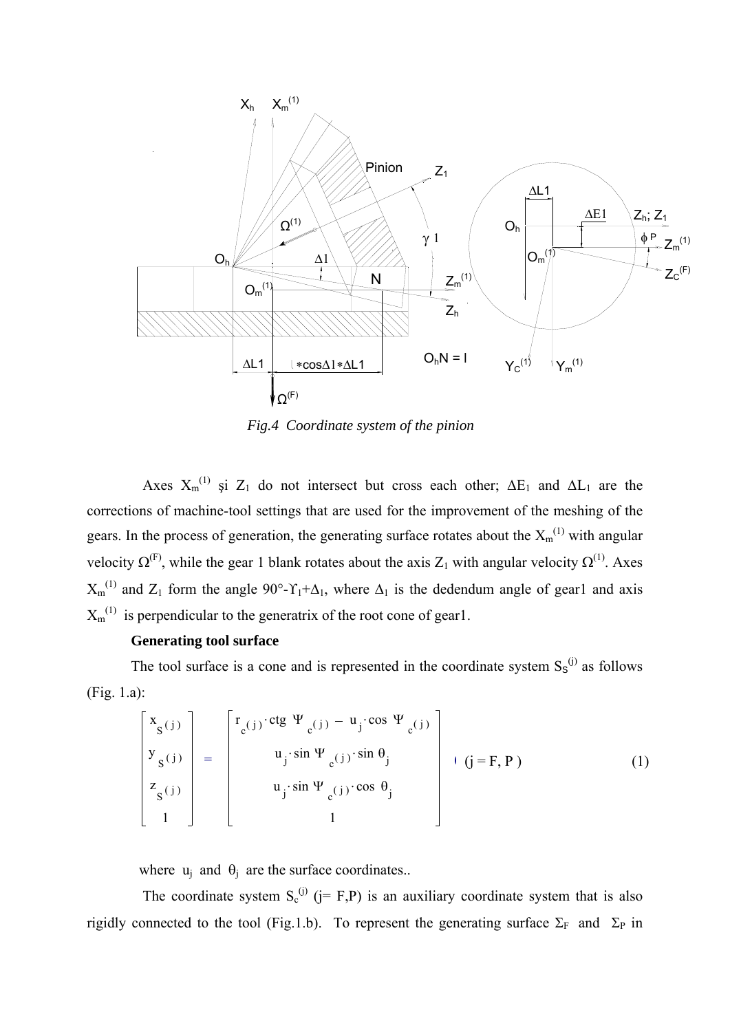*Fig.4 Coordinate system of the pinion*

Axes $X_m^{(1)}$ şi $Z_1$ do not intersect but cross each other; $\Delta E_1$ and $\Delta L_1$ are the corrections of machine-tool settings that are used for the improvement of the meshing of the gears. In the process of generation, the generating surface rotates about the $X_m^{(1)}$ with angular velocity $\Omega^{(F)}$, while the gear 1 blank rotates about the axis $Z_1$ with angular velocity $\Omega^{(1)}$. Axes $X_m^{(1)}$ and $Z_1$ form the angle $90°-\Upsilon_1+\Delta_1$, where $\Delta_1$ is the dedendum angle of gear1 and axis $X_m^{(1)}$ is perpendicular to the generatrix of the root cone of gear1.

**Generating tool surface**

The tool surface is a cone and is represented in the coordinate system $S_S^{(j)}$ as follows (Fig. 1.a):

$$\begin{bmatrix} x_{S(j)} \\ y_{S(j)} \\ z_{S(j)} \\ 1 \end{bmatrix} = \begin{bmatrix} r_{c(j)} \cdot \text{ctg}\ \Psi_{c(j)} - u_j \cdot \cos\ \Psi_{c(j)} \\ u_j \cdot \sin\ \Psi_{c(j)} \cdot \sin\ \theta_j \\ u_j \cdot \sin\ \Psi_{c(j)} \cdot \cos\ \theta_j \\ 1 \end{bmatrix} \quad (j = F, P) \qquad (1)$$

where $u_j$ and $\theta_j$ are the surface coordinates..

The coordinate system $S_c^{(j)}$ (j= F,P) is an auxiliary coordinate system that is also rigidly connected to the tool (Fig.1.b). To represent the generating surface $\Sigma_F$ and $\Sigma_P$ in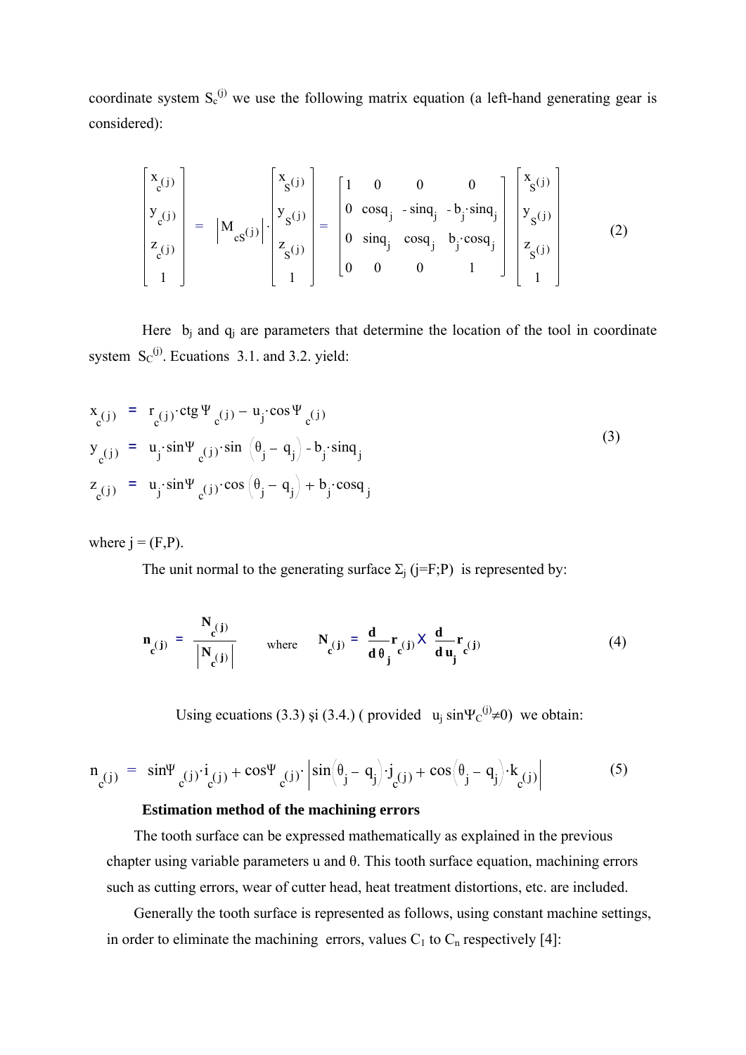coordinate system $S_c^{(j)}$ we use the following matrix equation (a left-hand generating gear is considered):

$$\begin{bmatrix} x_{c(j)} \\ y_{c(j)} \\ z_{c(j)} \\ 1 \end{bmatrix} = \left| M_{cS(j)} \right| \cdot \begin{bmatrix} x_{S(j)} \\ y_{S(j)} \\ z_{S(j)} \\ 1 \end{bmatrix} = \begin{bmatrix} 1 & 0 & 0 & 0 \\ 0 & \cos q_j & -\sin q_j & -b_j \cdot \sin q_j \\ 0 & \sin q_j & \cos q_j & b_j \cdot \cos q_j \\ 0 & 0 & 0 & 1 \end{bmatrix} \begin{bmatrix} x_{S(j)} \\ y_{S(j)} \\ z_{S(j)} \\ 1 \end{bmatrix} \tag{2}$$

Here $b_j$ and $q_j$ are parameters that determine the location of the tool in coordinate system $S_C^{(j)}$. Ecuations 3.1. and 3.2. yield:

$$\begin{aligned} x_{c(j)} &= r_{c(j)} \cdot \operatorname{ctg} \Psi_{c(j)} - u_j \cdot \cos \Psi_{c(j)} \\ y_{c(j)} &= u_j \cdot \sin \Psi_{c(j)} \cdot \sin\left(\theta_j - q_j\right) - b_j \cdot \sin q_j \\ z_{c(j)} &= u_j \cdot \sin \Psi_{c(j)} \cdot \cos\left(\theta_j - q_j\right) + b_j \cdot \cos q_j \end{aligned} \tag{3}$$

where j = (F,P).

The unit normal to the generating surface $\Sigma_j$ (j=F;P) is represented by:

$$\mathbf{n}_{c(j)} = \frac{\mathbf{N}_{c(j)}}{\left|\mathbf{N}_{c(j)}\right|} \qquad \text{where} \qquad \mathbf{N}_{c(j)} = \frac{\mathbf{d}}{\mathbf{d}\theta_j}\mathbf{r}_{c(j)} \times \frac{\mathbf{d}}{\mathbf{d}u_j}\mathbf{r}_{c(j)} \tag{4}$$

Using ecuations (3.3) şi (3.4.) ( provided $u_j \sin\Psi_C^{(j)} \neq 0$) we obtain:

$$n_{c(j)} = \sin\Psi_{c(j)} \cdot i_{c(j)} + \cos\Psi_{c(j)} \cdot \left| \sin\left(\theta_j - q_j\right) \cdot j_{c(j)} + \cos\left(\theta_j - q_j\right) \cdot k_{c(j)} \right| \tag{5}$$

**Estimation method of the machining errors**

The tooth surface can be expressed mathematically as explained in the previous chapter using variable parameters u and θ. This tooth surface equation, machining errors such as cutting errors, wear of cutter head, heat treatment distortions, etc. are included.

Generally the tooth surface is represented as follows, using constant machine settings, in order to eliminate the machining errors, values $C_1$ to $C_n$ respectively [4]: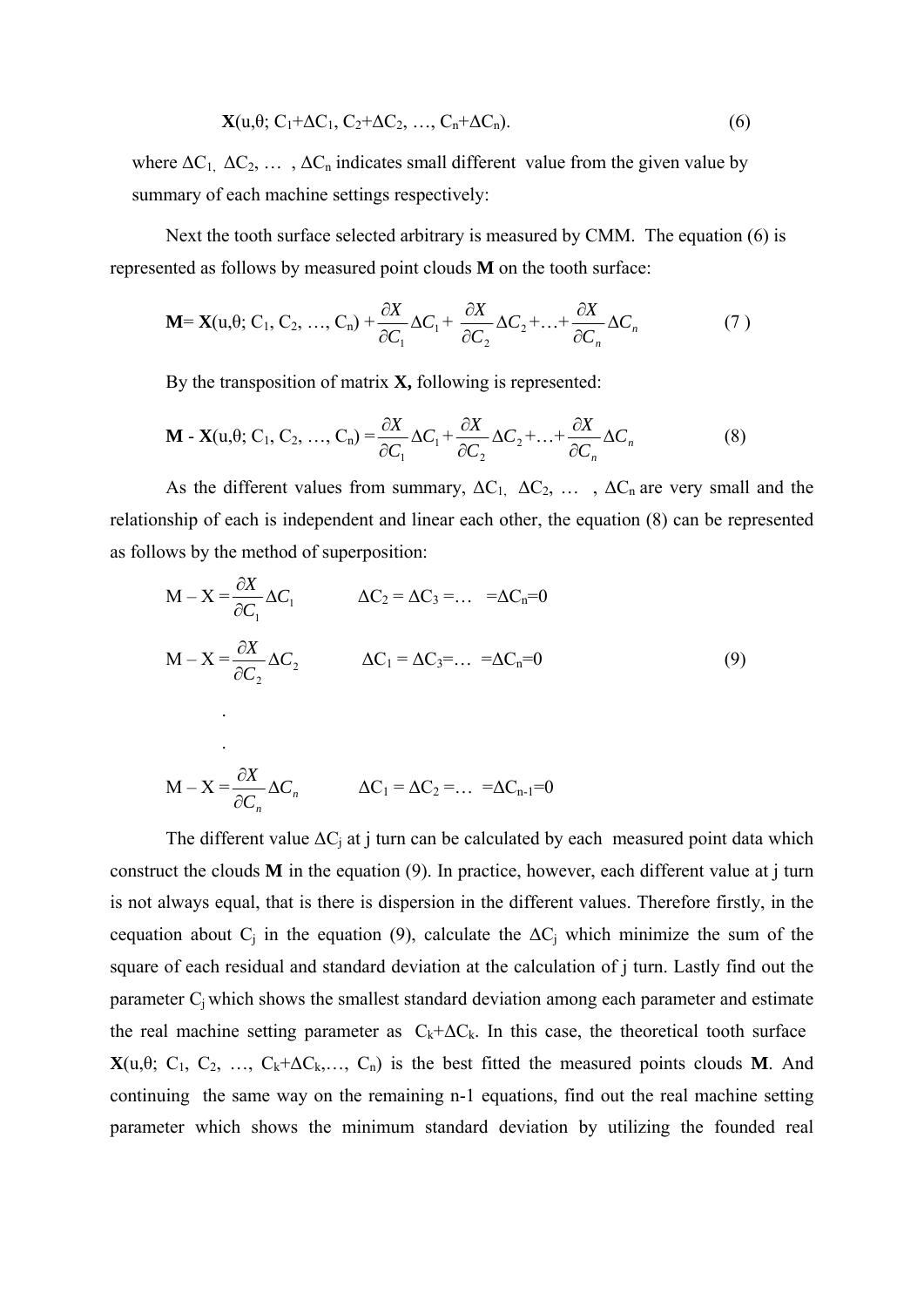$$\mathbf{X}(u,\theta;\ C_1+\Delta C_1,\ C_2+\Delta C_2,\ \ldots,\ C_n+\Delta C_n). \tag{6}$$

where $\Delta C_1$, $\Delta C_2$, … , $\Delta C_n$ indicates small different value from the given value by summary of each machine settings respectively:

Next the tooth surface selected arbitrary is measured by CMM. The equation (6) is represented as follows by measured point clouds **M** on the tooth surface:

$$\mathbf{M} = \mathbf{X}(u,\theta;\ C_1,\ C_2,\ \ldots,\ C_n) + \frac{\partial X}{\partial C_1}\Delta C_1 + \frac{\partial X}{\partial C_2}\Delta C_2 + \ldots + \frac{\partial X}{\partial C_n}\Delta C_n \tag{7}$$

By the transposition of matrix **X,** following is represented:

$$\mathbf{M} - \mathbf{X}(u,\theta;\ C_1,\ C_2,\ \ldots,\ C_n) = \frac{\partial X}{\partial C_1}\Delta C_1 + \frac{\partial X}{\partial C_2}\Delta C_2 + \ldots + \frac{\partial X}{\partial C_n}\Delta C_n \tag{8}$$

As the different values from summary, $\Delta C_1$, $\Delta C_2$, … , $\Delta C_n$ are very small and the relationship of each is independent and linear each other, the equation (8) can be represented as follows by the method of superposition:

$$\begin{aligned}
&\mathrm{M} - \mathrm{X} = \frac{\partial X}{\partial C_1}\Delta C_1 \qquad \Delta C_2 = \Delta C_3 = \ldots = \Delta C_n = 0 \\
&\mathrm{M} - \mathrm{X} = \frac{\partial X}{\partial C_2}\Delta C_2 \qquad \Delta C_1 = \Delta C_3 = \ldots = \Delta C_n = 0 \\
&\quad . \\
&\quad . \\
&\mathrm{M} - \mathrm{X} = \frac{\partial X}{\partial C_n}\Delta C_n \qquad \Delta C_1 = \Delta C_2 = \ldots = \Delta C_{n-1} = 0
\end{aligned} \tag{9}$$

The different value $\Delta C_j$ at j turn can be calculated by each measured point data which construct the clouds **M** in the equation (9). In practice, however, each different value at j turn is not always equal, that is there is dispersion in the different values. Therefore firstly, in the cequation about $C_j$ in the equation (9), calculate the $\Delta C_j$ which minimize the sum of the square of each residual and standard deviation at the calculation of j turn. Lastly find out the parameter $C_j$ which shows the smallest standard deviation among each parameter and estimate the real machine setting parameter as $C_k+\Delta C_k$. In this case, the theoretical tooth surface $\mathbf{X}(u,\theta;\ C_1,\ C_2,\ \ldots,\ C_k+\Delta C_k,\ldots,\ C_n)$ is the best fitted the measured points clouds **M**. And continuing the same way on the remaining n-1 equations, find out the real machine setting parameter which shows the minimum standard deviation by utilizing the founded real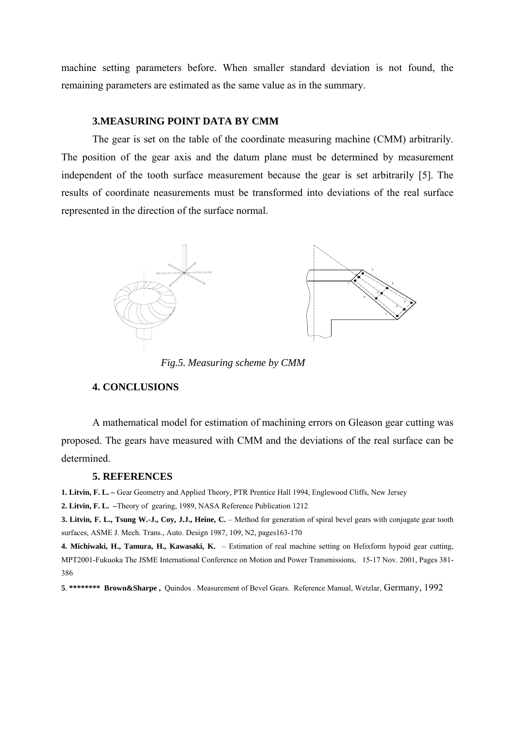machine setting parameters before. When smaller standard deviation is not found, the remaining parameters are estimated as the same value as in the summary.

### 3.MEASURING POINT DATA BY CMM

The gear is set on the table of the coordinate measuring machine (CMM) arbitrarily. The position of the gear axis and the datum plane must be determined by measurement independent of the tooth surface measurement because the gear is set arbitrarily [5]. The results of coordinate neasurements must be transformed into deviations of the real surface represented in the direction of the surface normal.

*Fig.5. Measuring scheme by CMM*

### 4. CONCLUSIONS

A mathematical model for estimation of machining errors on Gleason gear cutting was proposed. The gears have measured with CMM and the deviations of the real surface can be determined.

### 5. REFERENCES

**1. Litvin, F. L. –** Gear Geometry and Applied Theory, PTR Prentice Hall 1994, Englewood Cliffs, New Jersey

**2. Litvin, F. L. –**Theory of gearing, 1989, NASA Reference Publication 1212

**3. Litvin, F. L., Tsung W.-J., Coy, J.J., Heine, C.** – Method for generation of spiral bevel gears with conjugate gear tooth surfaces, ASME J. Mech. Trans., Auto. Design 1987, 109, N2, pages163-170

**4. Michiwaki, H., Tamura, H., Kawasaki, K.** – Estimation of real machine setting on Helixform hypoid gear cutting, MPT2001-Fukuoka The JSME International Conference on Motion and Power Transmissions, 15-17 Nov. 2001, Pages 381-386

**5**. **\*\*\*\*\*\*\*\* Brown&Sharpe ,** Quindos . Measurement of Bevel Gears. Reference Manual, Wetzlar, Germany, 1992